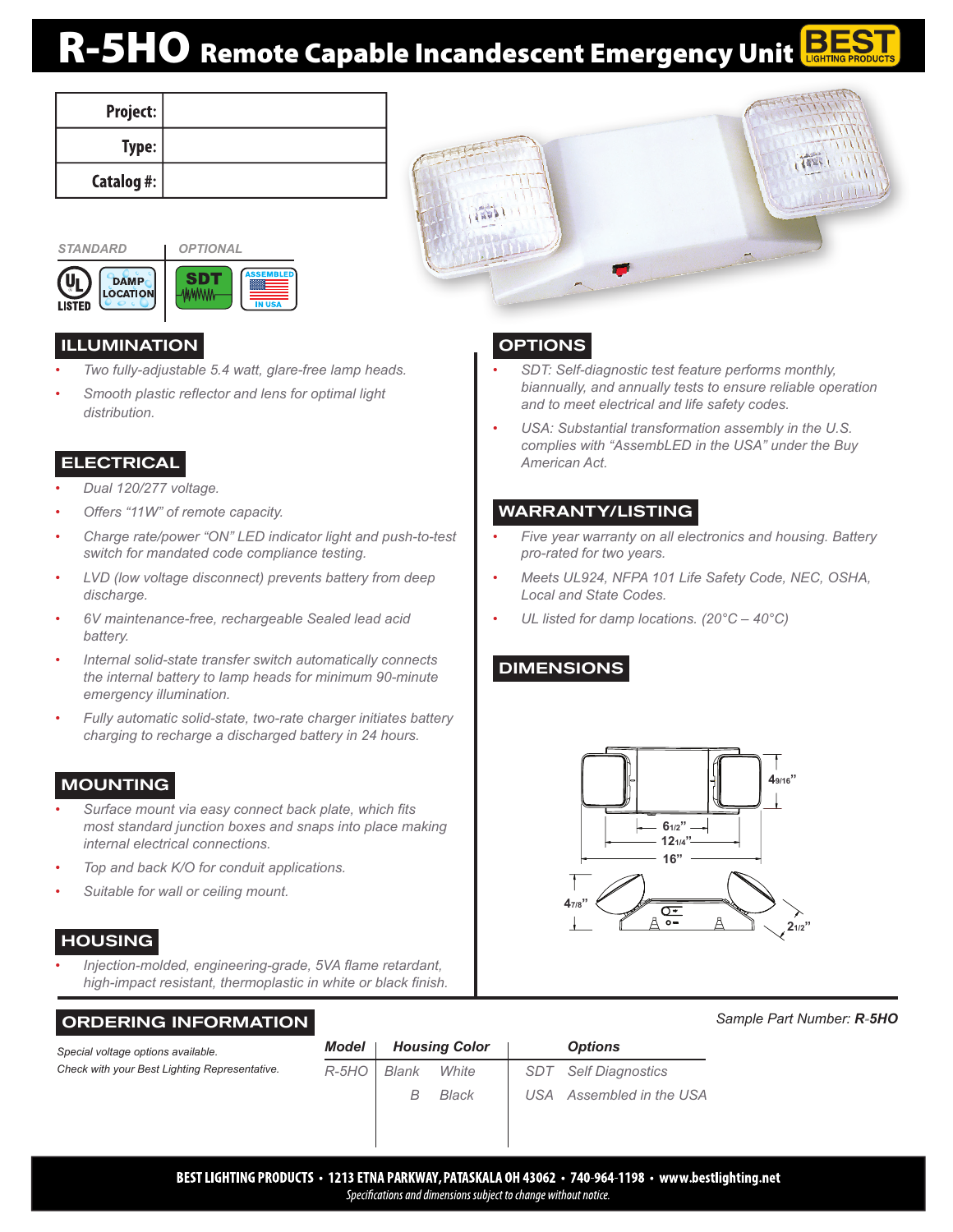# R-5HO Remote Capable Incandescent Emergency Unit

| Project: | |
|---|---|
| Type: | |
| Catalog #: | |

STANDARD | OPTIONAL

## ILLUMINATION

- *Two fully-adjustable 5.4 watt, glare-free lamp heads.*
- *Smooth plastic reflector and lens for optimal light distribution.*

## ELECTRICAL

- *Dual 120/277 voltage.*
- *Offers "11W" of remote capacity.*
- *Charge rate/power "ON" LED indicator light and push-to-test switch for mandated code compliance testing.*
- *LVD (low voltage disconnect) prevents battery from deep discharge.*
- *6V maintenance-free, rechargeable Sealed lead acid battery.*
- *Internal solid-state transfer switch automatically connects the internal battery to lamp heads for minimum 90-minute emergency illumination.*
- *Fully automatic solid-state, two-rate charger initiates battery charging to recharge a discharged battery in 24 hours.*

## MOUNTING

- *Surface mount via easy connect back plate, which fits most standard junction boxes and snaps into place making internal electrical connections.*
- *Top and back K/O for conduit applications.*
- *Suitable for wall or ceiling mount.*

## HOUSING

- *Injection-molded, engineering-grade, 5VA flame retardant, high-impact resistant, thermoplastic in white or black finish.*

## OPTIONS

- *SDT: Self-diagnostic test feature performs monthly, biannually, and annually tests to ensure reliable operation and to meet electrical and life safety codes.*
- *USA: Substantial transformation assembly in the U.S. complies with "AssembLED in the USA" under the Buy American Act.*

## WARRANTY/LISTING

- *Five year warranty on all electronics and housing. Battery pro-rated for two years.*
- *Meets UL924, NFPA 101 Life Safety Code, NEC, OSHA, Local and State Codes.*
- *UL listed for damp locations. (20°C – 40°C)*

## DIMENSIONS

4 9/16"  
6 1/2"  
12 1/4"  
16"  
4 7/8"  
2 1/2"

## ORDERING INFORMATION

*Sample Part Number:* ***R-5HO***

*Special voltage options available.*  
*Check with your Best Lighting Representative.*

| Model | Housing Color | | Options | |
|---|---|---|---|---|
| R-5HO | Blank | White | SDT | Self Diagnostics |
| | B | Black | USA | Assembled in the USA |

**BEST LIGHTING PRODUCTS • 1213 ETNA PARKWAY, PATASKALA OH 43062 • 740-964-1198 • www.bestlighting.net**  
*Specifications and dimensions subject to change without notice.*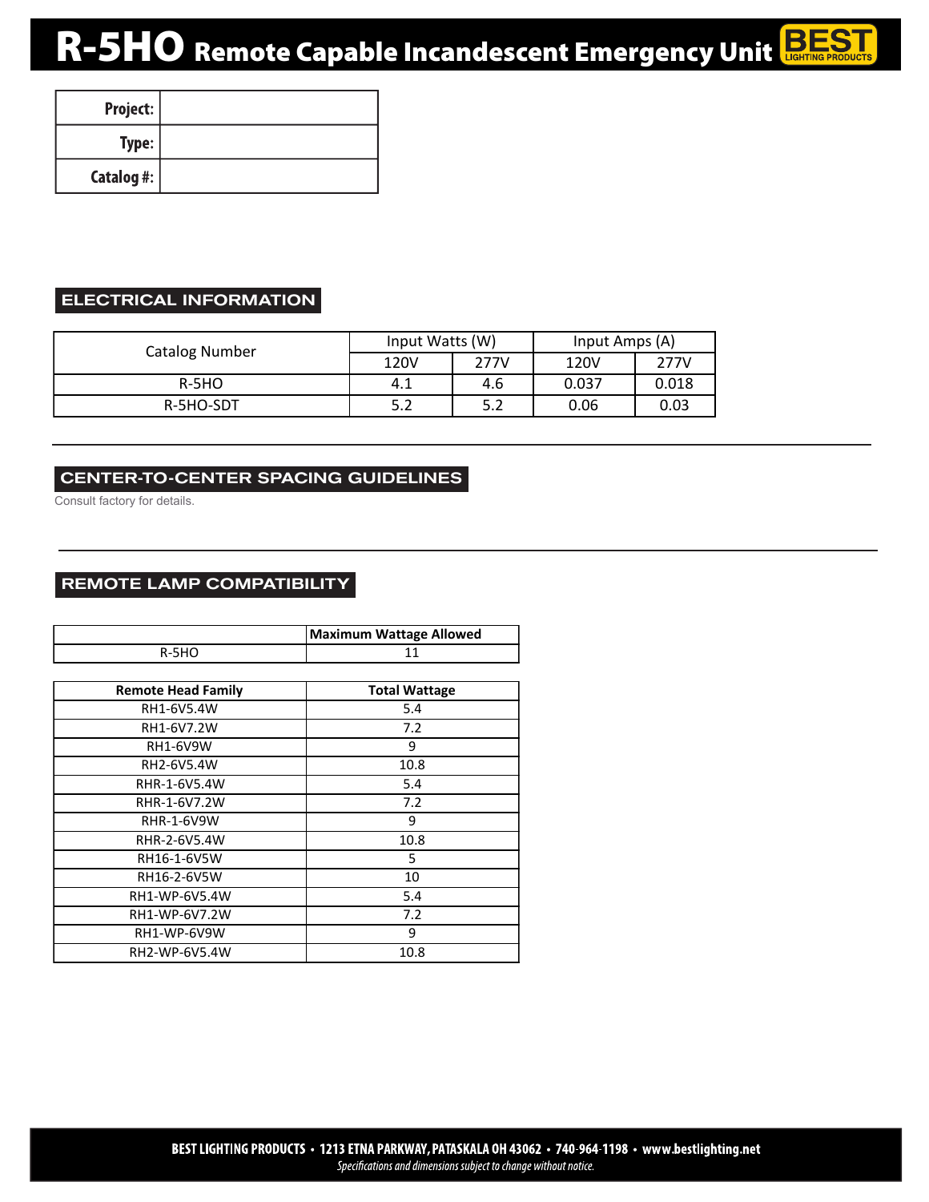# R-5HO Remote Capable Incandescent Emergency Unit

| | |
|---|---|
| Project: | |
| Type: | |
| Catalog #: | |

## ELECTRICAL INFORMATION

| Catalog Number | Input Watts (W) | | Input Amps (A) | |
|---|---|---|---|---|
| | 120V | 277V | 120V | 277V |
| R-5HO | 4.1 | 4.6 | 0.037 | 0.018 |
| R-5HO-SDT | 5.2 | 5.2 | 0.06 | 0.03 |

## CENTER-TO-CENTER SPACING GUIDELINES

Consult factory for details.

## REMOTE LAMP COMPATIBILITY

| | Maximum Wattage Allowed |
|---|---|
| R-5HO | 11 |

| Remote Head Family | Total Wattage |
|---|---|
| RH1-6V5.4W | 5.4 |
| RH1-6V7.2W | 7.2 |
| RH1-6V9W | 9 |
| RH2-6V5.4W | 10.8 |
| RHR-1-6V5.4W | 5.4 |
| RHR-1-6V7.2W | 7.2 |
| RHR-1-6V9W | 9 |
| RHR-2-6V5.4W | 10.8 |
| RH16-1-6V5W | 5 |
| RH16-2-6V5W | 10 |
| RH1-WP-6V5.4W | 5.4 |
| RH1-WP-6V7.2W | 7.2 |
| RH1-WP-6V9W | 9 |
| RH2-WP-6V5.4W | 10.8 |

BEST LIGHTING PRODUCTS • 1213 ETNA PARKWAY, PATASKALA OH 43062 • 740-964-1198 • www.bestlighting.net

*Specifications and dimensions subject to change without notice.*